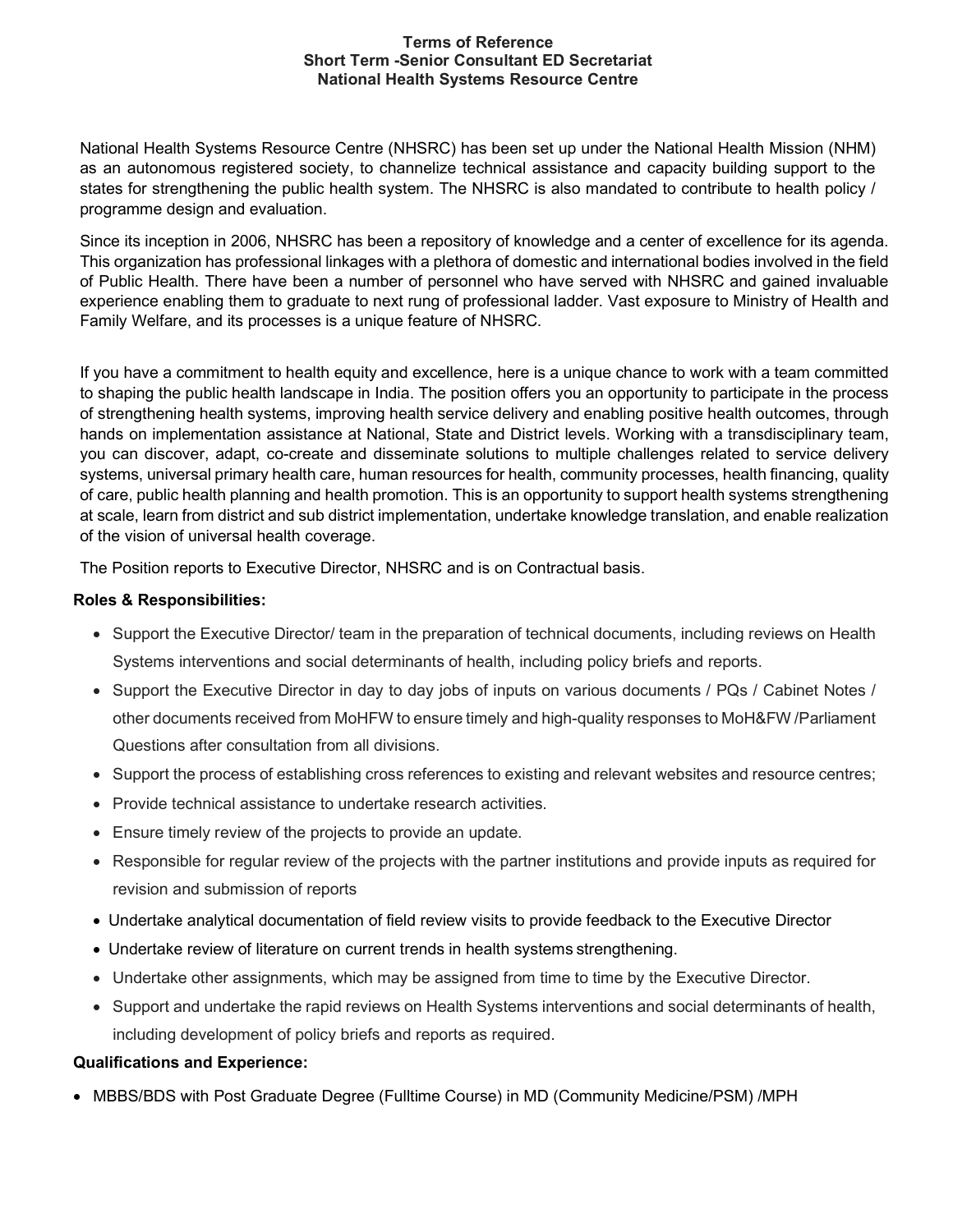**Terms of Reference**
**Short Term -Senior Consultant ED Secretariat**
**National Health Systems Resource Centre**

National Health Systems Resource Centre (NHSRC) has been set up under the National Health Mission (NHM) as an autonomous registered society, to channelize technical assistance and capacity building support to the states for strengthening the public health system. The NHSRC is also mandated to contribute to health policy / programme design and evaluation.

Since its inception in 2006, NHSRC has been a repository of knowledge and a center of excellence for its agenda. This organization has professional linkages with a plethora of domestic and international bodies involved in the field of Public Health. There have been a number of personnel who have served with NHSRC and gained invaluable experience enabling them to graduate to next rung of professional ladder. Vast exposure to Ministry of Health and Family Welfare, and its processes is a unique feature of NHSRC.

If you have a commitment to health equity and excellence, here is a unique chance to work with a team committed to shaping the public health landscape in India. The position offers you an opportunity to participate in the process of strengthening health systems, improving health service delivery and enabling positive health outcomes, through hands on implementation assistance at National, State and District levels. Working with a transdisciplinary team, you can discover, adapt, co-create and disseminate solutions to multiple challenges related to service delivery systems, universal primary health care, human resources for health, community processes, health financing, quality of care, public health planning and health promotion. This is an opportunity to support health systems strengthening at scale, learn from district and sub district implementation, undertake knowledge translation, and enable realization of the vision of universal health coverage.

The Position reports to Executive Director, NHSRC and is on Contractual basis.

**Roles & Responsibilities:**

- Support the Executive Director/ team in the preparation of technical documents, including reviews on Health Systems interventions and social determinants of health, including policy briefs and reports.
- Support the Executive Director in day to day jobs of inputs on various documents / PQs / Cabinet Notes / other documents received from MoHFW to ensure timely and high-quality responses to MoH&FW /Parliament Questions after consultation from all divisions.
- Support the process of establishing cross references to existing and relevant websites and resource centres;
- Provide technical assistance to undertake research activities.
- Ensure timely review of the projects to provide an update.
- Responsible for regular review of the projects with the partner institutions and provide inputs as required for revision and submission of reports
- Undertake analytical documentation of field review visits to provide feedback to the Executive Director
- Undertake review of literature on current trends in health systems strengthening.
- Undertake other assignments, which may be assigned from time to time by the Executive Director.
- Support and undertake the rapid reviews on Health Systems interventions and social determinants of health, including development of policy briefs and reports as required.

**Qualifications and Experience:**

- MBBS/BDS with Post Graduate Degree (Fulltime Course) in MD (Community Medicine/PSM) /MPH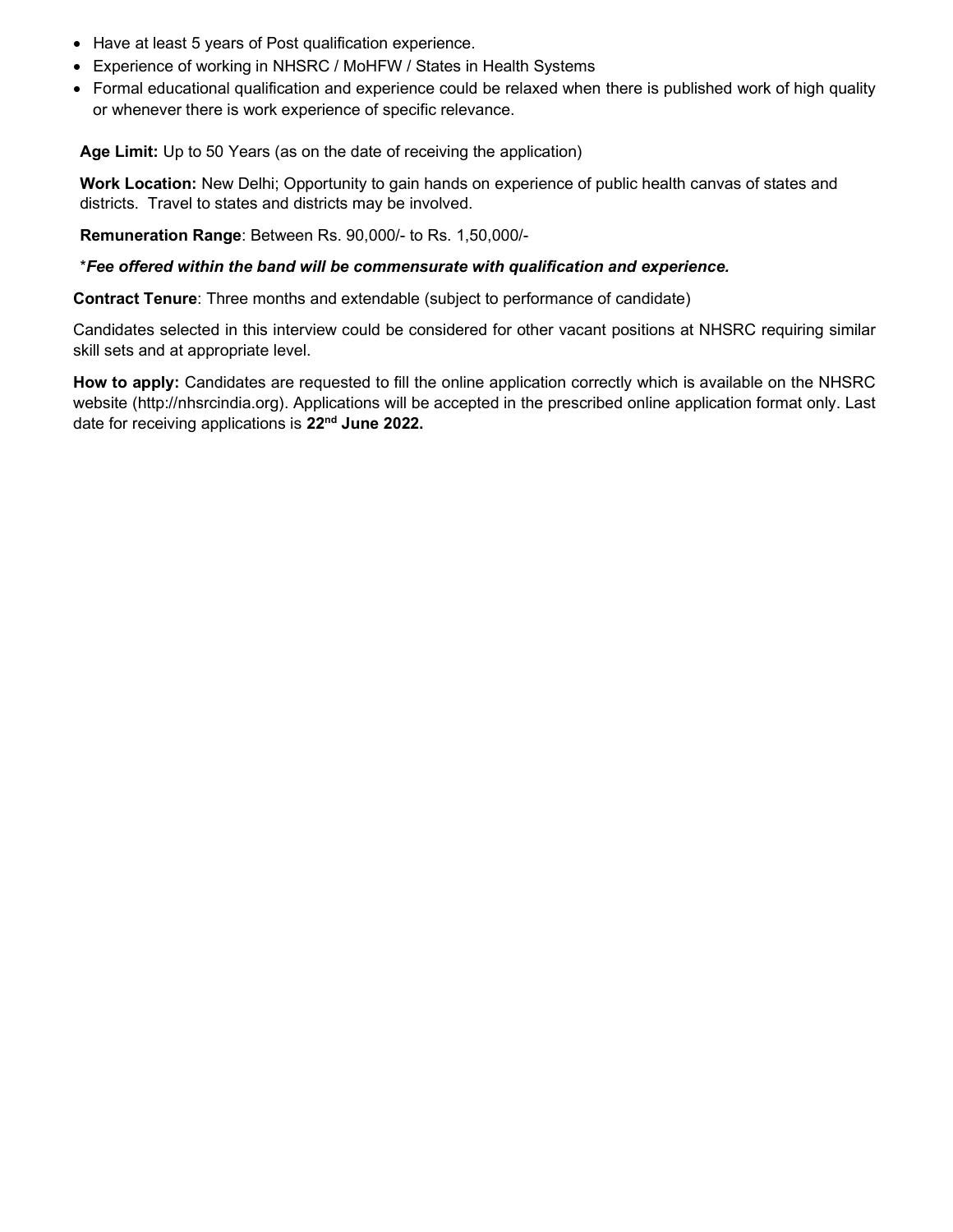- Have at least 5 years of Post qualification experience.
- Experience of working in NHSRC / MoHFW / States in Health Systems
- Formal educational qualification and experience could be relaxed when there is published work of high quality or whenever there is work experience of specific relevance.

**Age Limit:** Up to 50 Years (as on the date of receiving the application)

**Work Location:** New Delhi; Opportunity to gain hands on experience of public health canvas of states and districts. Travel to states and districts may be involved.

**Remuneration Range**: Between Rs. 90,000/- to Rs. 1,50,000/-

*\**Fee offered within the band will be commensurate with qualification and experience.***

**Contract Tenure**: Three months and extendable (subject to performance of candidate)

Candidates selected in this interview could be considered for other vacant positions at NHSRC requiring similar skill sets and at appropriate level.

**How to apply:** Candidates are requested to fill the online application correctly which is available on the NHSRC website (http://nhsrcindia.org). Applications will be accepted in the prescribed online application format only. Last date for receiving applications is **22nd June 2022.**